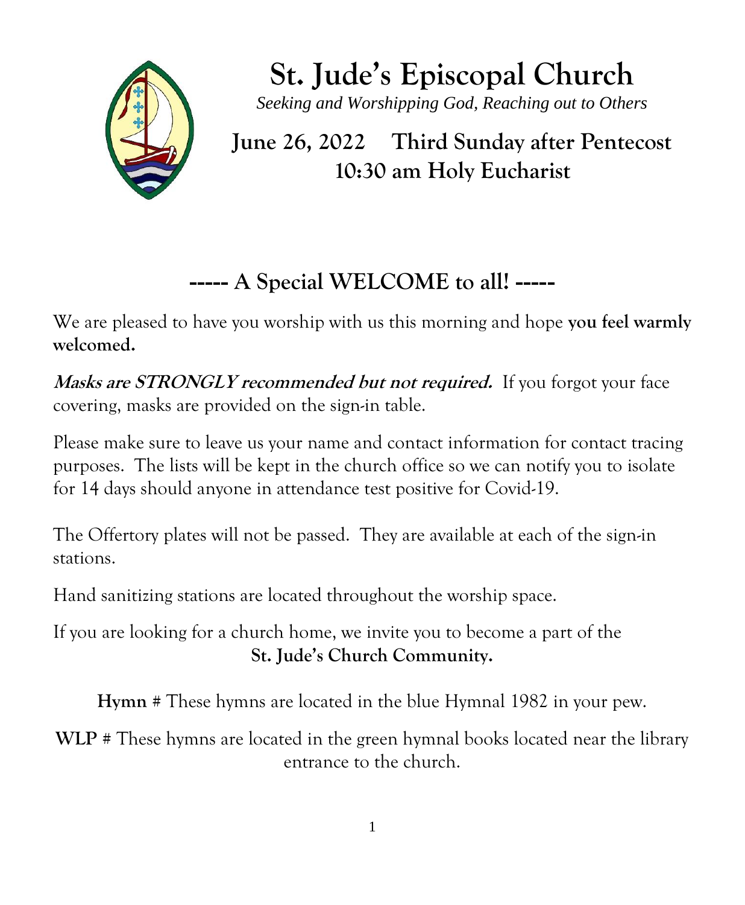# St. Jude's Episcopal Church

*Seeking and Worshipping God, Reaching out to Others*

## June 26, 2022 Third Sunday after Pentecost
## 10:30 am Holy Eucharist

## ----- A Special WELCOME to all! -----

We are pleased to have you worship with us this morning and hope **you feel warmly welcomed.**

***Masks are STRONGLY recommended but not required.*** If you forgot your face covering, masks are provided on the sign-in table.

Please make sure to leave us your name and contact information for contact tracing purposes. The lists will be kept in the church office so we can notify you to isolate for 14 days should anyone in attendance test positive for Covid-19.

The Offertory plates will not be passed. They are available at each of the sign-in stations.

Hand sanitizing stations are located throughout the worship space.

If you are looking for a church home, we invite you to become a part of the **St. Jude's Church Community.**

**Hymn** # These hymns are located in the blue Hymnal 1982 in your pew.

**WLP** # These hymns are located in the green hymnal books located near the library entrance to the church.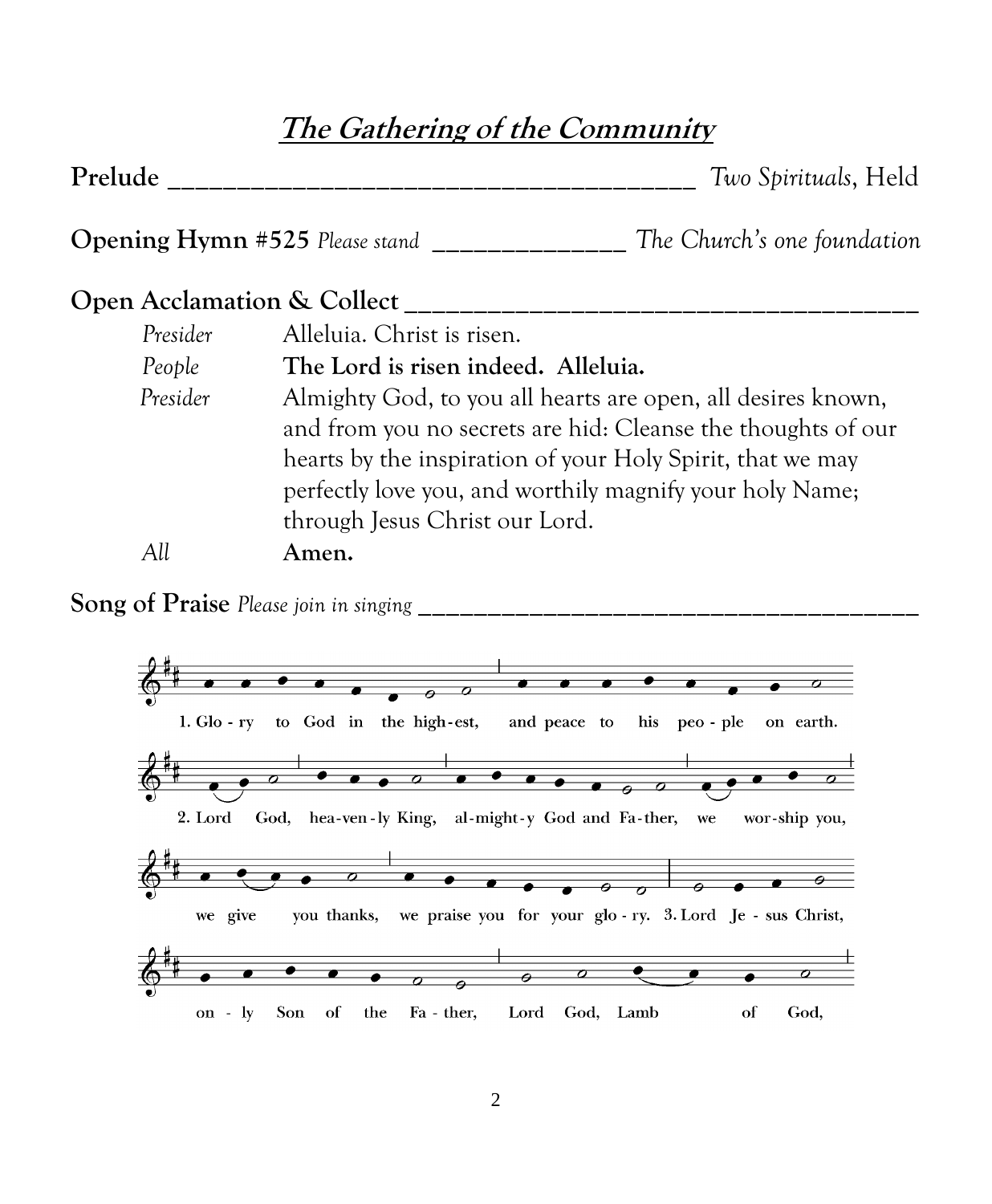# *The Gathering of the Community*

**Prelude** ______________________________________ *Two Spirituals*, Held

**Opening Hymn #525** *Please stand* _______________ *The Church's one foundation*

**Open Acclamation & Collect** ______________________________________

*Presider* Alleluia. Christ is risen.

*People* **The Lord is risen indeed. Alleluia.**

*Presider* Almighty God, to you all hearts are open, all desires known, and from you no secrets are hid: Cleanse the thoughts of our hearts by the inspiration of your Holy Spirit, that we may perfectly love you, and worthily magnify your holy Name; through Jesus Christ our Lord.

*All* **Amen.**

**Song of Praise** *Please join in singing* ______________________________________

1. Glo - ry to God in the high-est, and peace to his peo - ple on earth.

2. Lord God, hea-ven - ly King, al-might - y God and Fa - ther, we wor-ship you, we give you thanks, we praise you for your glo - ry.

3. Lord Je - sus Christ, on - ly Son of the Fa - ther, Lord God, Lamb of God,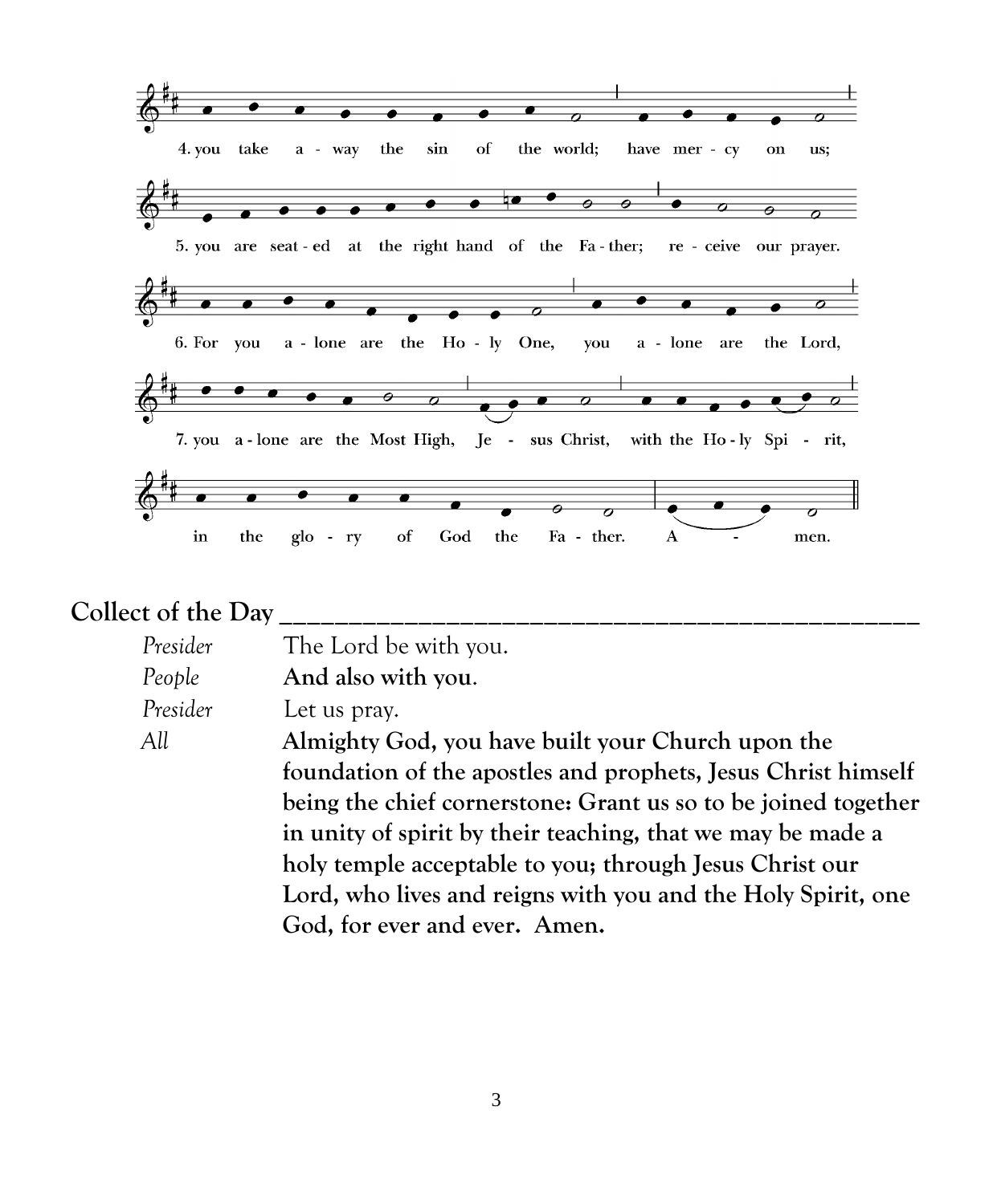4. you take a - way the sin of the world; have mer - cy on us;

5. you are seat - ed at the right hand of the Fa - ther; re - ceive our prayer.

6. For you a - lone are the Ho - ly One, you a - lone are the Lord,

7. you a - lone are the Most High, Je - sus Christ, with the Ho - ly Spi - rit,

in the glo - ry of God the Fa - ther. A - men.

## Collect of the Day

| | |
|---|---|
| *Presider* | The Lord be with you. |
| *People* | **And also with you.** |
| *Presider* | Let us pray. |
| *All* | **Almighty God, you have built your Church upon the foundation of the apostles and prophets, Jesus Christ himself being the chief cornerstone: Grant us so to be joined together in unity of spirit by their teaching, that we may be made a holy temple acceptable to you; through Jesus Christ our Lord, who lives and reigns with you and the Holy Spirit, one God, for ever and ever. Amen.** |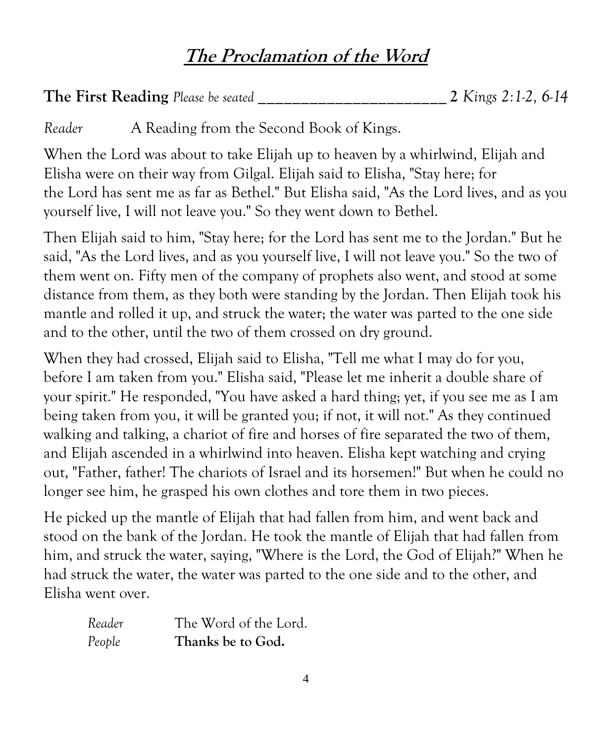# ***The Proclamation of the Word***

**The First Reading** *Please be seated* ______________________ **2** *Kings 2:1-2, 6-14*

*Reader* A Reading from the Second Book of Kings.

When the Lord was about to take Elijah up to heaven by a whirlwind, Elijah and Elisha were on their way from Gilgal. Elijah said to Elisha, "Stay here; for the Lord has sent me as far as Bethel." But Elisha said, "As the Lord lives, and as you yourself live, I will not leave you." So they went down to Bethel.

Then Elijah said to him, "Stay here; for the Lord has sent me to the Jordan." But he said, "As the Lord lives, and as you yourself live, I will not leave you." So the two of them went on. Fifty men of the company of prophets also went, and stood at some distance from them, as they both were standing by the Jordan. Then Elijah took his mantle and rolled it up, and struck the water; the water was parted to the one side and to the other, until the two of them crossed on dry ground.

When they had crossed, Elijah said to Elisha, "Tell me what I may do for you, before I am taken from you." Elisha said, "Please let me inherit a double share of your spirit." He responded, "You have asked a hard thing; yet, if you see me as I am being taken from you, it will be granted you; if not, it will not." As they continued walking and talking, a chariot of fire and horses of fire separated the two of them, and Elijah ascended in a whirlwind into heaven. Elisha kept watching and crying out, "Father, father! The chariots of Israel and its horsemen!" But when he could no longer see him, he grasped his own clothes and tore them in two pieces.

He picked up the mantle of Elijah that had fallen from him, and went back and stood on the bank of the Jordan. He took the mantle of Elijah that had fallen from him, and struck the water, saying, "Where is the Lord, the God of Elijah?" When he had struck the water, the water was parted to the one side and to the other, and Elisha went over.

*Reader* The Word of the Lord.
*People* **Thanks be to God.**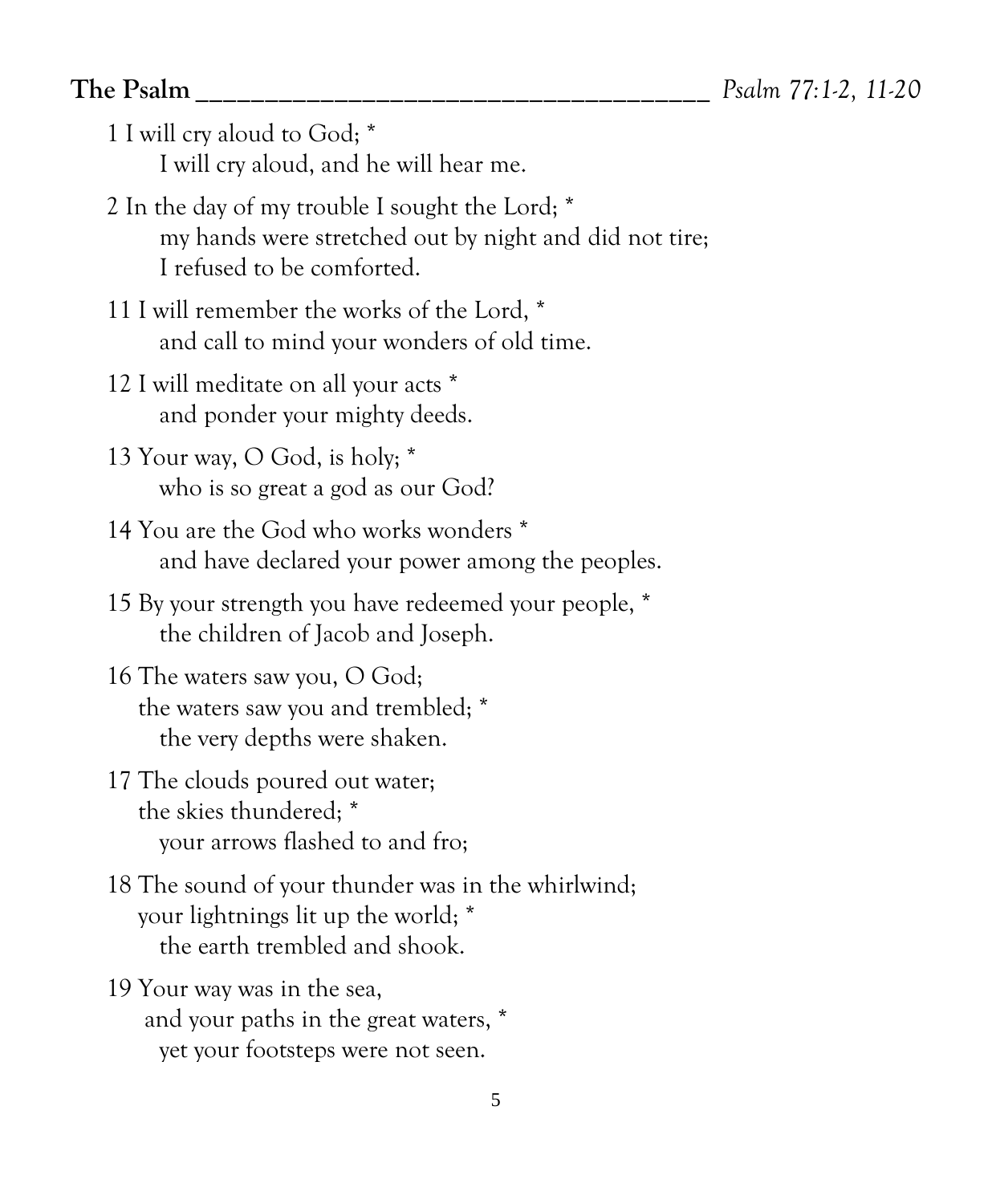**The Psalm** ______________________________________ *Psalm 77:1-2, 11-20*

1 I will cry aloud to God; *
I will cry aloud, and he will hear me.

2 In the day of my trouble I sought the Lord; *
my hands were stretched out by night and did not tire;
I refused to be comforted.

11 I will remember the works of the Lord, *
and call to mind your wonders of old time.

12 I will meditate on all your acts *
and ponder your mighty deeds.

13 Your way, O God, is holy; *
who is so great a god as our God?

14 You are the God who works wonders *
and have declared your power among the peoples.

15 By your strength you have redeemed your people, *
the children of Jacob and Joseph.

16 The waters saw you, O God;
the waters saw you and trembled; *
the very depths were shaken.

17 The clouds poured out water;
the skies thundered; *
your arrows flashed to and fro;

18 The sound of your thunder was in the whirlwind;
your lightnings lit up the world; *
the earth trembled and shook.

19 Your way was in the sea,
and your paths in the great waters, *
yet your footsteps were not seen.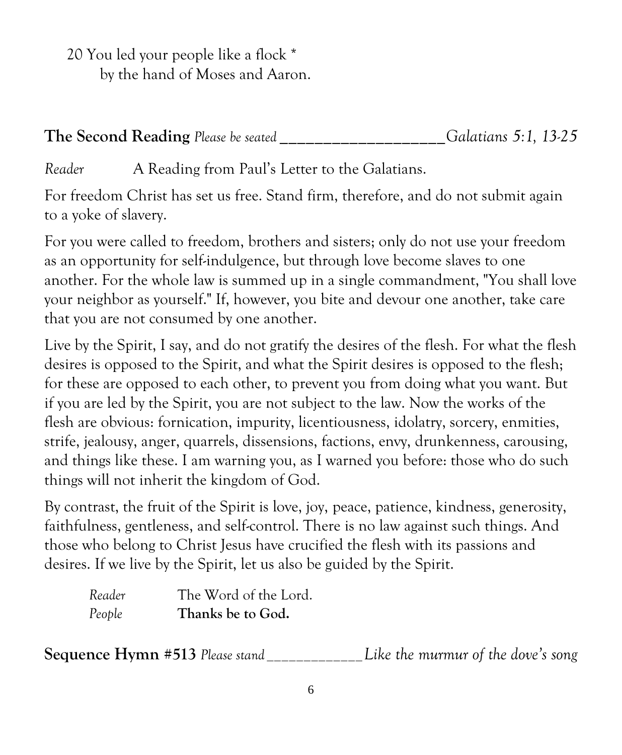20 You led your people like a flock *
by the hand of Moses and Aaron.

**The Second Reading** *Please be seated* ____________________ *Galatians 5:1, 13-25*

*Reader* A Reading from Paul's Letter to the Galatians.

For freedom Christ has set us free. Stand firm, therefore, and do not submit again to a yoke of slavery.

For you were called to freedom, brothers and sisters; only do not use your freedom as an opportunity for self-indulgence, but through love become slaves to one another. For the whole law is summed up in a single commandment, "You shall love your neighbor as yourself." If, however, you bite and devour one another, take care that you are not consumed by one another.

Live by the Spirit, I say, and do not gratify the desires of the flesh. For what the flesh desires is opposed to the Spirit, and what the Spirit desires is opposed to the flesh; for these are opposed to each other, to prevent you from doing what you want. But if you are led by the Spirit, you are not subject to the law. Now the works of the flesh are obvious: fornication, impurity, licentiousness, idolatry, sorcery, enmities, strife, jealousy, anger, quarrels, dissensions, factions, envy, drunkenness, carousing, and things like these. I am warning you, as I warned you before: those who do such things will not inherit the kingdom of God.

By contrast, the fruit of the Spirit is love, joy, peace, patience, kindness, generosity, faithfulness, gentleness, and self-control. There is no law against such things. And those who belong to Christ Jesus have crucified the flesh with its passions and desires. If we live by the Spirit, let us also be guided by the Spirit.

*Reader* The Word of the Lord.
*People* **Thanks be to God.**

**Sequence Hymn #513** *Please stand* _____________ *Like the murmur of the dove's song*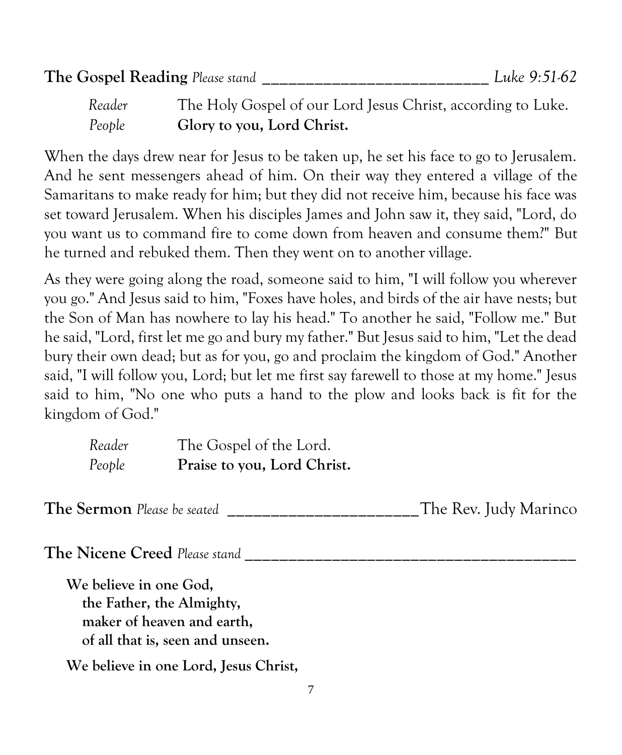**The Gospel Reading** *Please stand* ___________________________ *Luke 9:51-62*

*Reader* The Holy Gospel of our Lord Jesus Christ, according to Luke.
*People* **Glory to you, Lord Christ.**

When the days drew near for Jesus to be taken up, he set his face to go to Jerusalem. And he sent messengers ahead of him. On their way they entered a village of the Samaritans to make ready for him; but they did not receive him, because his face was set toward Jerusalem. When his disciples James and John saw it, they said, "Lord, do you want us to command fire to come down from heaven and consume them?" But he turned and rebuked them. Then they went on to another village.

As they were going along the road, someone said to him, "I will follow you wherever you go." And Jesus said to him, "Foxes have holes, and birds of the air have nests; but the Son of Man has nowhere to lay his head." To another he said, "Follow me." But he said, "Lord, first let me go and bury my father." But Jesus said to him, "Let the dead bury their own dead; but as for you, go and proclaim the kingdom of God." Another said, "I will follow you, Lord; but let me first say farewell to those at my home." Jesus said to him, "No one who puts a hand to the plow and looks back is fit for the kingdom of God."

*Reader* The Gospel of the Lord.
*People* **Praise to you, Lord Christ.**

**The Sermon** *Please be seated* ______________________ The Rev. Judy Marinco

**The Nicene Creed** *Please stand* ________________________________________

**We believe in one God,**
**the Father, the Almighty,**
**maker of heaven and earth,**
**of all that is, seen and unseen.**

**We believe in one Lord, Jesus Christ,**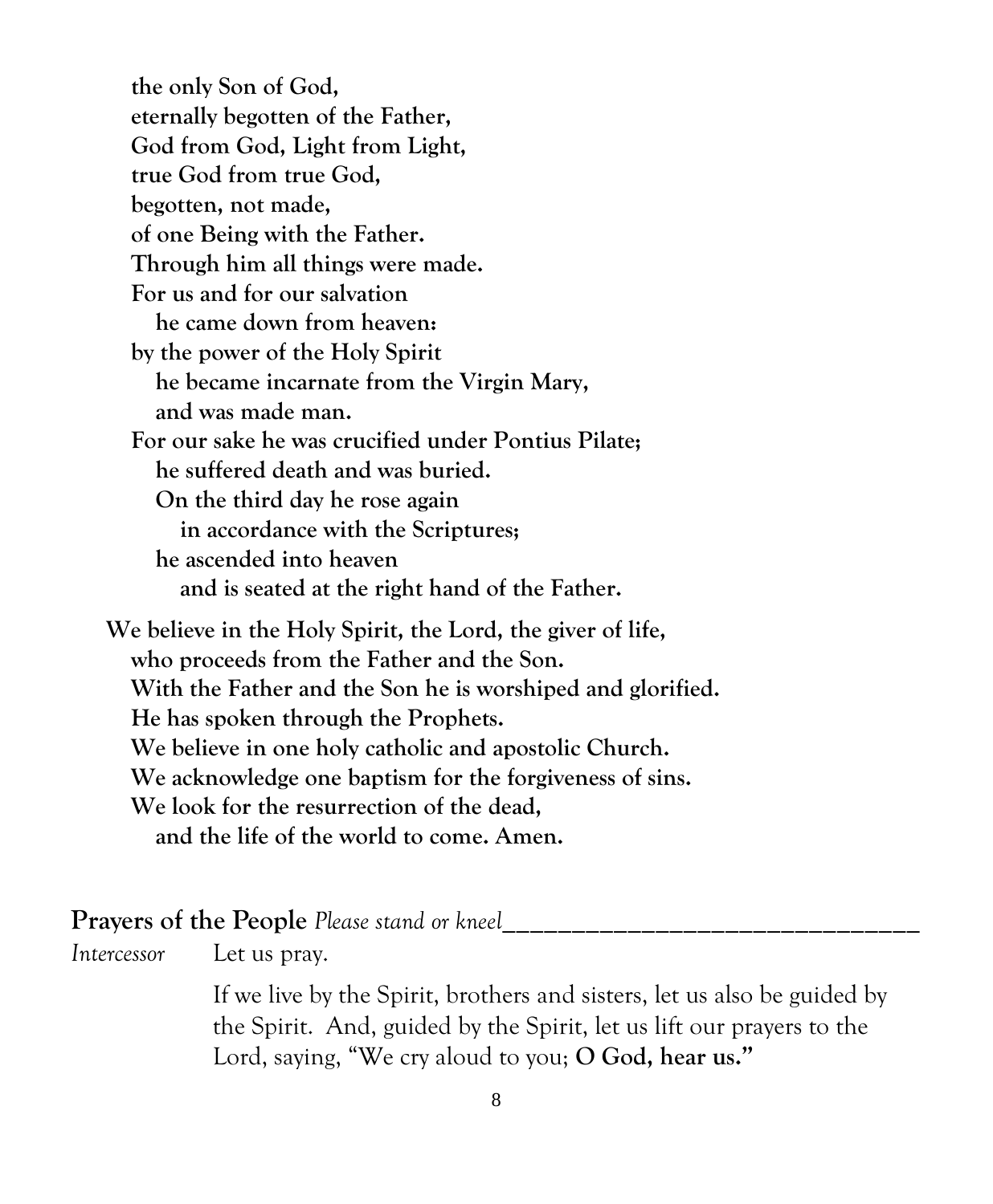**the only Son of God,**
**eternally begotten of the Father,**
**God from God, Light from Light,**
**true God from true God,**
**begotten, not made,**
**of one Being with the Father.**
**Through him all things were made.**
**For us and for our salvation**
**he came down from heaven:**
**by the power of the Holy Spirit**
**he became incarnate from the Virgin Mary,**
**and was made man.**
**For our sake he was crucified under Pontius Pilate;**
**he suffered death and was buried.**
**On the third day he rose again**
**in accordance with the Scriptures;**
**he ascended into heaven**
**and is seated at the right hand of the Father.**

**We believe in the Holy Spirit, the Lord, the giver of life,**
**who proceeds from the Father and the Son.**
**With the Father and the Son he is worshiped and glorified.**
**He has spoken through the Prophets.**
**We believe in one holy catholic and apostolic Church.**
**We acknowledge one baptism for the forgiveness of sins.**
**We look for the resurrection of the dead,**
**and the life of the world to come. Amen.**

## Prayers of the People *Please stand or kneel*

*Intercessor* Let us pray.

If we live by the Spirit, brothers and sisters, let us also be guided by the Spirit. And, guided by the Spirit, let us lift our prayers to the Lord, saying, "We cry aloud to you; **O God, hear us.**"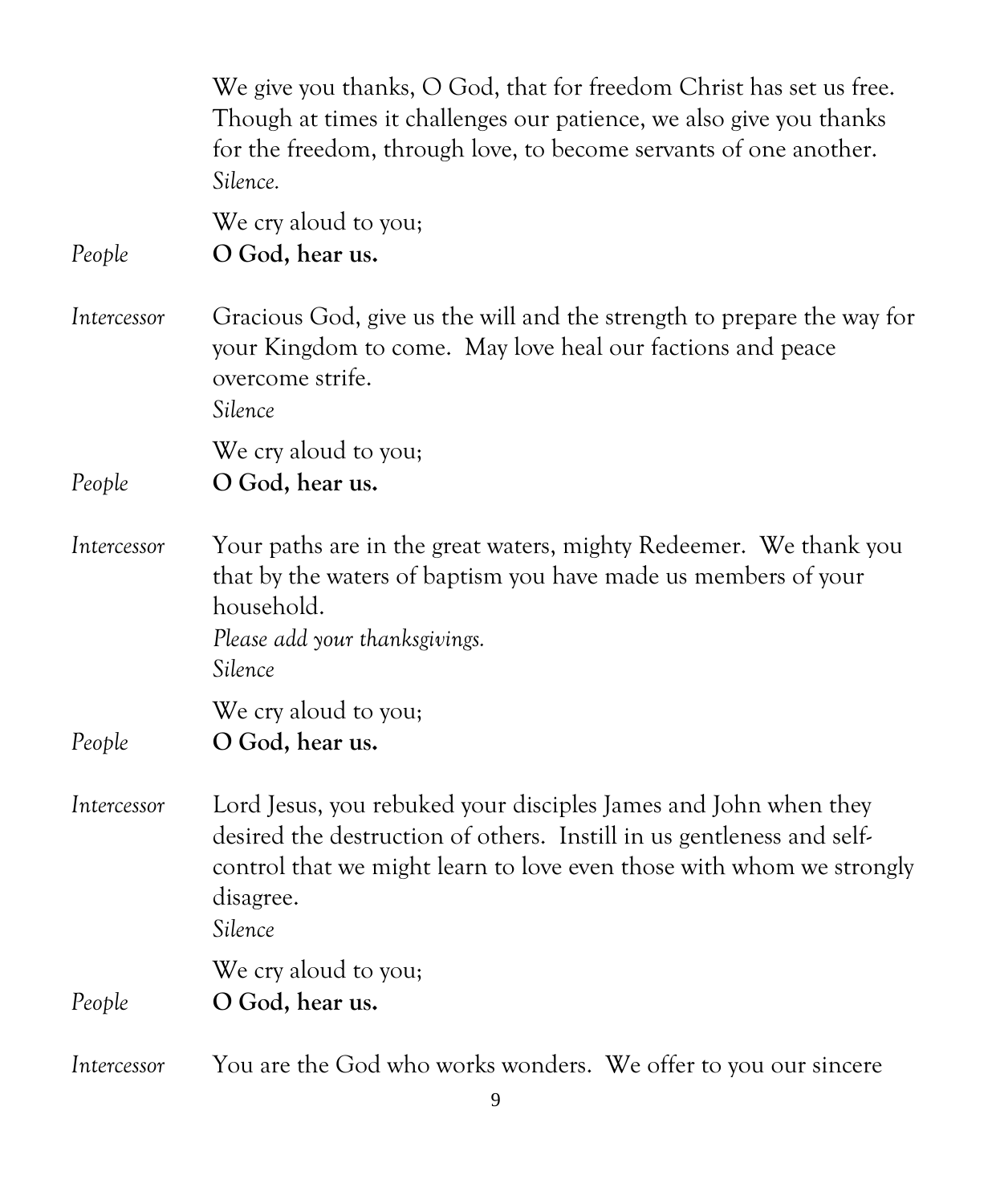We give you thanks, O God, that for freedom Christ has set us free. Though at times it challenges our patience, we also give you thanks for the freedom, through love, to become servants of one another.
*Silence.*

We cry aloud to you;

*People* **O God, hear us.**

*Intercessor* Gracious God, give us the will and the strength to prepare the way for your Kingdom to come. May love heal our factions and peace overcome strife.
*Silence*

We cry aloud to you;

*People* **O God, hear us.**

*Intercessor* Your paths are in the great waters, mighty Redeemer. We thank you that by the waters of baptism you have made us members of your household.
*Please add your thanksgivings.*
*Silence*

We cry aloud to you;

*People* **O God, hear us.**

*Intercessor* Lord Jesus, you rebuked your disciples James and John when they desired the destruction of others. Instill in us gentleness and self-control that we might learn to love even those with whom we strongly disagree.
*Silence*

We cry aloud to you;

*People* **O God, hear us.**

*Intercessor* You are the God who works wonders. We offer to you our sincere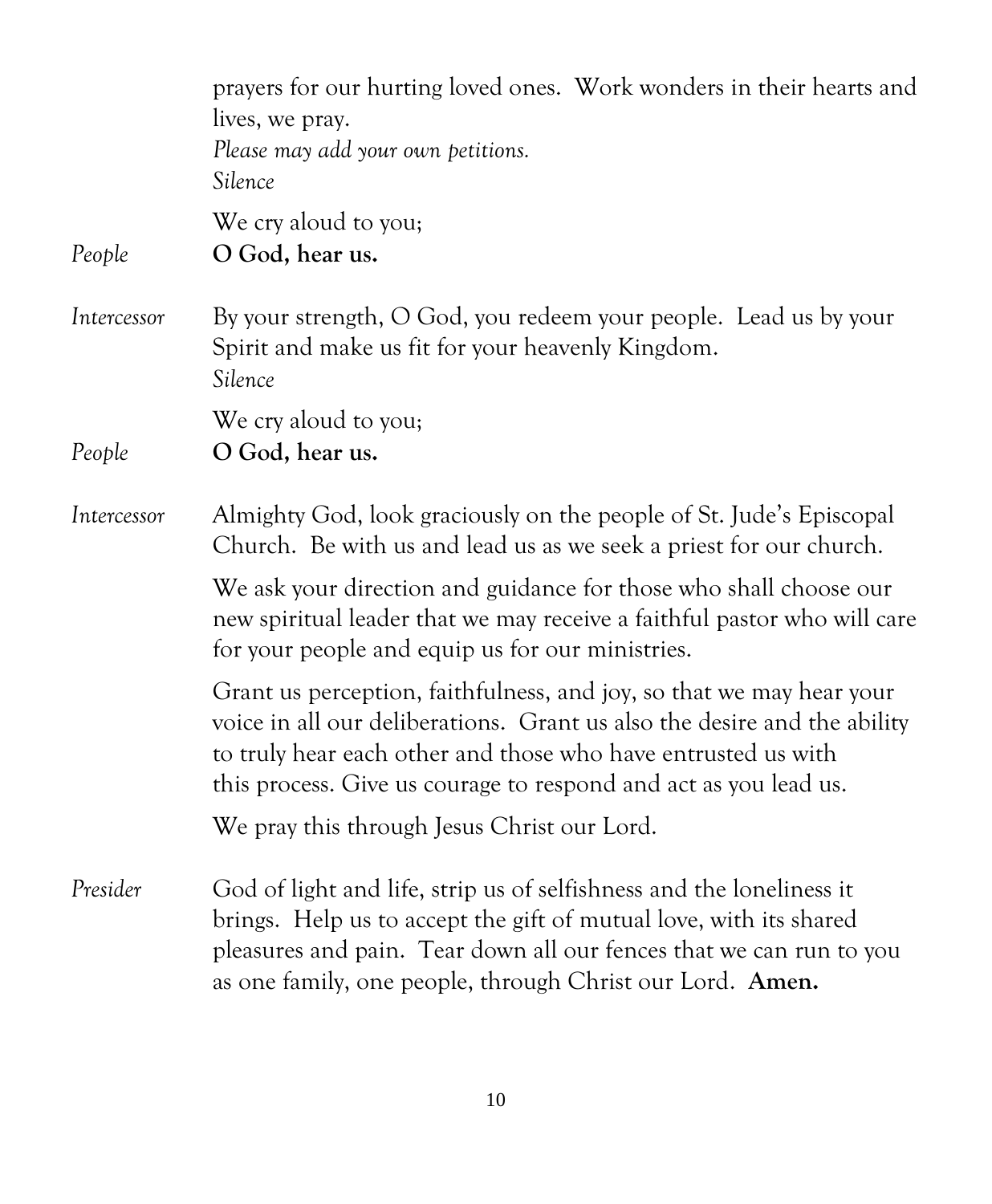prayers for our hurting loved ones. Work wonders in their hearts and lives, we pray.
*Please may add your own petitions.*
*Silence*

We cry aloud to you;

*People* **O God, hear us.**

*Intercessor* By your strength, O God, you redeem your people. Lead us by your Spirit and make us fit for your heavenly Kingdom.
*Silence*

We cry aloud to you;

*People* **O God, hear us.**

*Intercessor* Almighty God, look graciously on the people of St. Jude's Episcopal Church. Be with us and lead us as we seek a priest for our church.

We ask your direction and guidance for those who shall choose our new spiritual leader that we may receive a faithful pastor who will care for your people and equip us for our ministries.

Grant us perception, faithfulness, and joy, so that we may hear your voice in all our deliberations. Grant us also the desire and the ability to truly hear each other and those who have entrusted us with this process. Give us courage to respond and act as you lead us.

We pray this through Jesus Christ our Lord.

*Presider* God of light and life, strip us of selfishness and the loneliness it brings. Help us to accept the gift of mutual love, with its shared pleasures and pain. Tear down all our fences that we can run to you as one family, one people, through Christ our Lord. **Amen.**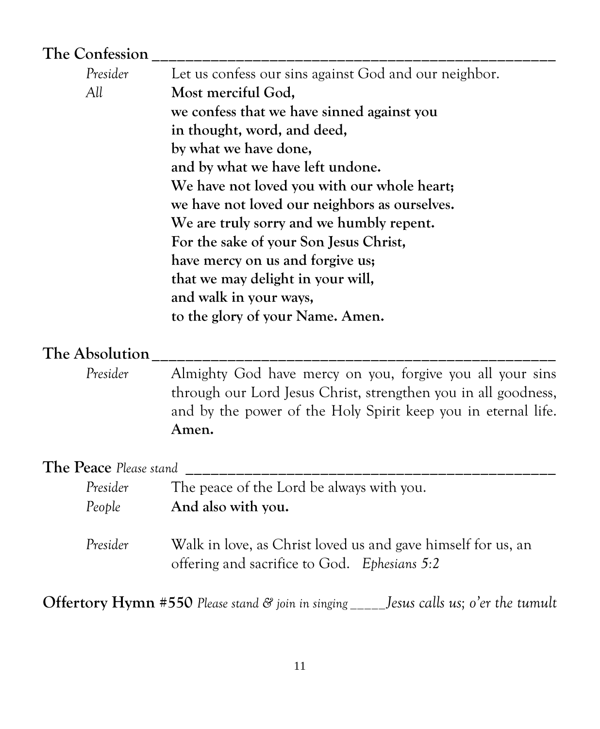## The Confession

*Presider* Let us confess our sins against God and our neighbor.

*All* **Most merciful God,**
**we confess that we have sinned against you**
**in thought, word, and deed,**
**by what we have done,**
**and by what we have left undone.**
**We have not loved you with our whole heart;**
**we have not loved our neighbors as ourselves.**
**We are truly sorry and we humbly repent.**
**For the sake of your Son Jesus Christ,**
**have mercy on us and forgive us;**
**that we may delight in your will,**
**and walk in your ways,**
**to the glory of your Name. Amen.**

## The Absolution

*Presider* Almighty God have mercy on you, forgive you all your sins through our Lord Jesus Christ, strengthen you in all goodness, and by the power of the Holy Spirit keep you in eternal life. **Amen.**

## The Peace *Please stand*

*Presider* The peace of the Lord be always with you.

*People* **And also with you.**

*Presider* Walk in love, as Christ loved us and gave himself for us, an offering and sacrifice to God. *Ephesians 5:2*

**Offertory Hymn #550** *Please stand & join in singing* _____ *Jesus calls us; o'er the tumult*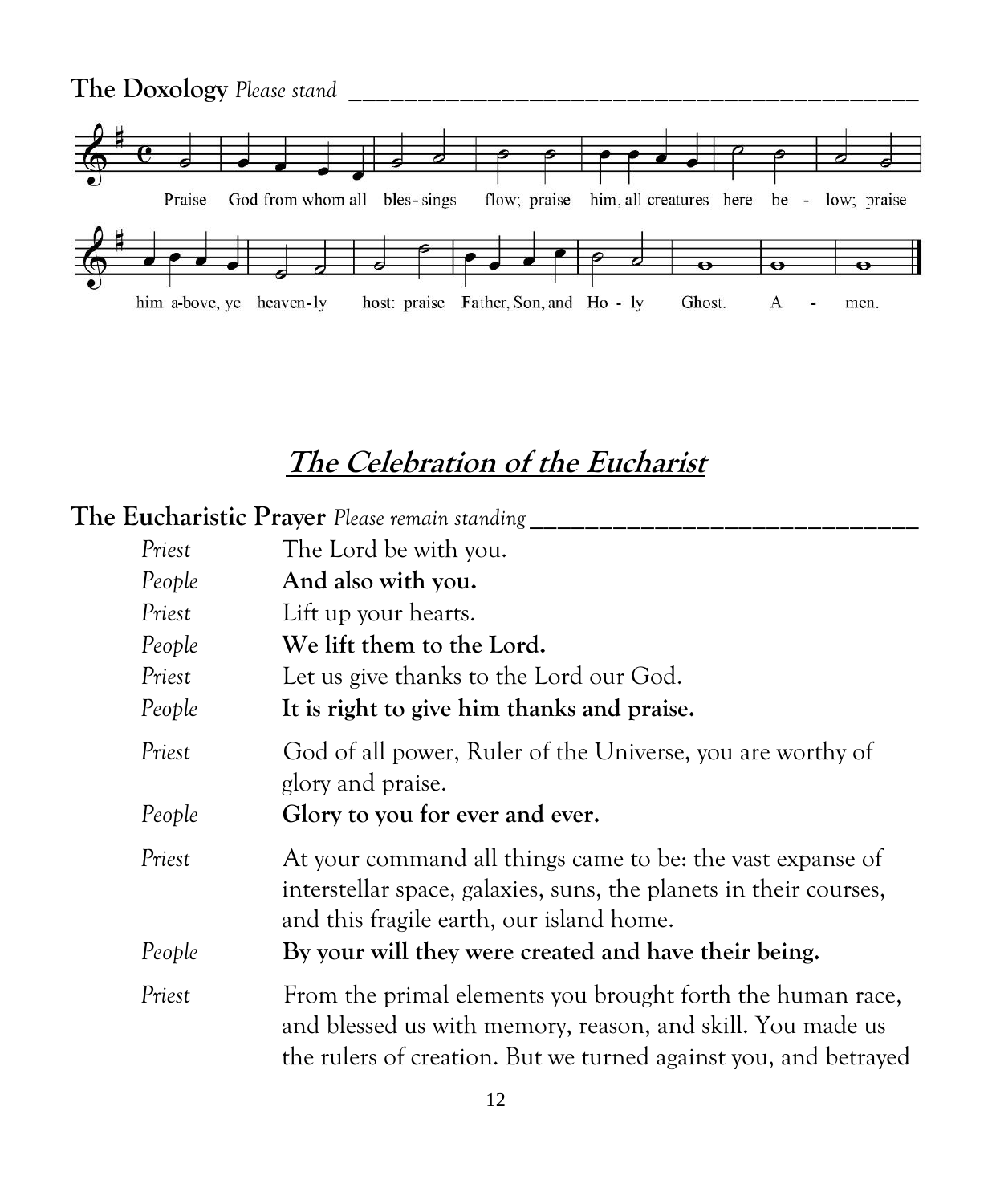**The Doxology** *Please stand*

Praise God from whom all bles-sings flow; praise him, all creatures here be - low; praise him a-bove, ye heaven-ly host: praise Father, Son, and Ho - ly Ghost. A - men.

## *The Celebration of the Eucharist*

**The Eucharistic Prayer** *Please remain standing*

*Priest* The Lord be with you.
*People* **And also with you.**
*Priest* Lift up your hearts.
*People* **We lift them to the Lord.**
*Priest* Let us give thanks to the Lord our God.
*People* **It is right to give him thanks and praise.**

*Priest* God of all power, Ruler of the Universe, you are worthy of glory and praise.
*People* **Glory to you for ever and ever.**

*Priest* At your command all things came to be: the vast expanse of interstellar space, galaxies, suns, the planets in their courses, and this fragile earth, our island home.
*People* **By your will they were created and have their being.**

*Priest* From the primal elements you brought forth the human race, and blessed us with memory, reason, and skill. You made us the rulers of creation. But we turned against you, and betrayed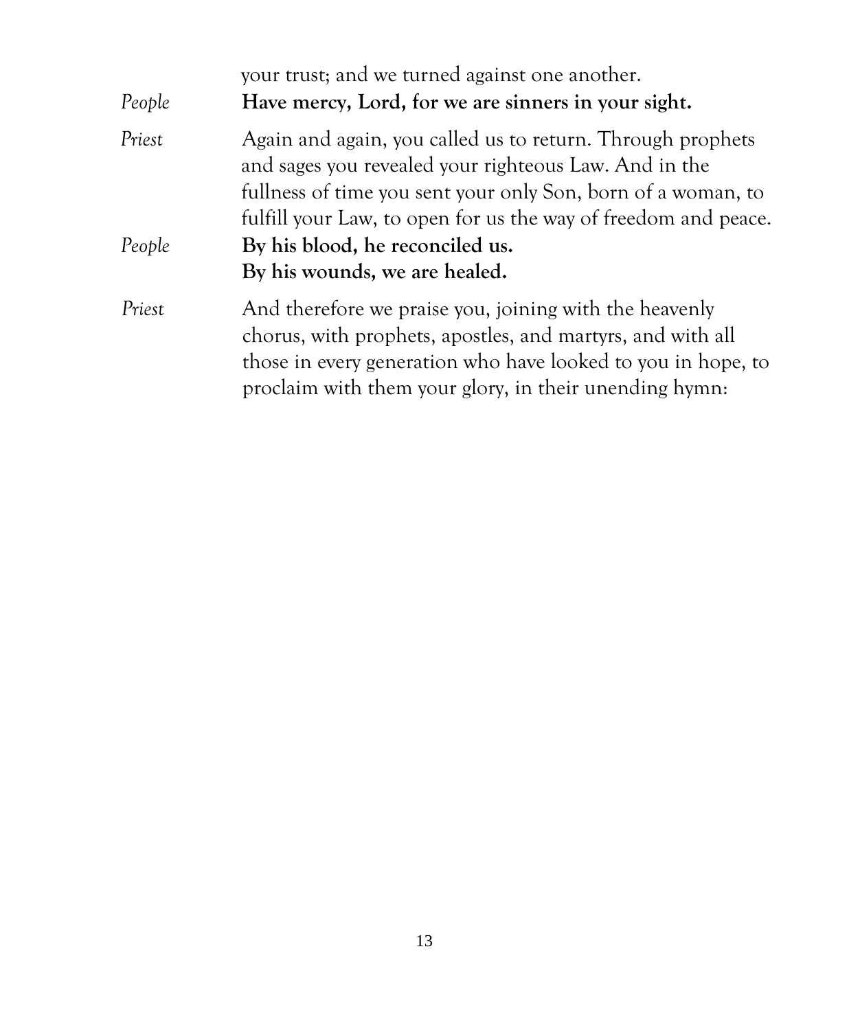your trust; and we turned against one another.

*People* **Have mercy, Lord, for we are sinners in your sight.**

*Priest* Again and again, you called us to return. Through prophets and sages you revealed your righteous Law. And in the fullness of time you sent your only Son, born of a woman, to fulfill your Law, to open for us the way of freedom and peace.

*People* **By his blood, he reconciled us.**
**By his wounds, we are healed.**

*Priest* And therefore we praise you, joining with the heavenly chorus, with prophets, apostles, and martyrs, and with all those in every generation who have looked to you in hope, to proclaim with them your glory, in their unending hymn: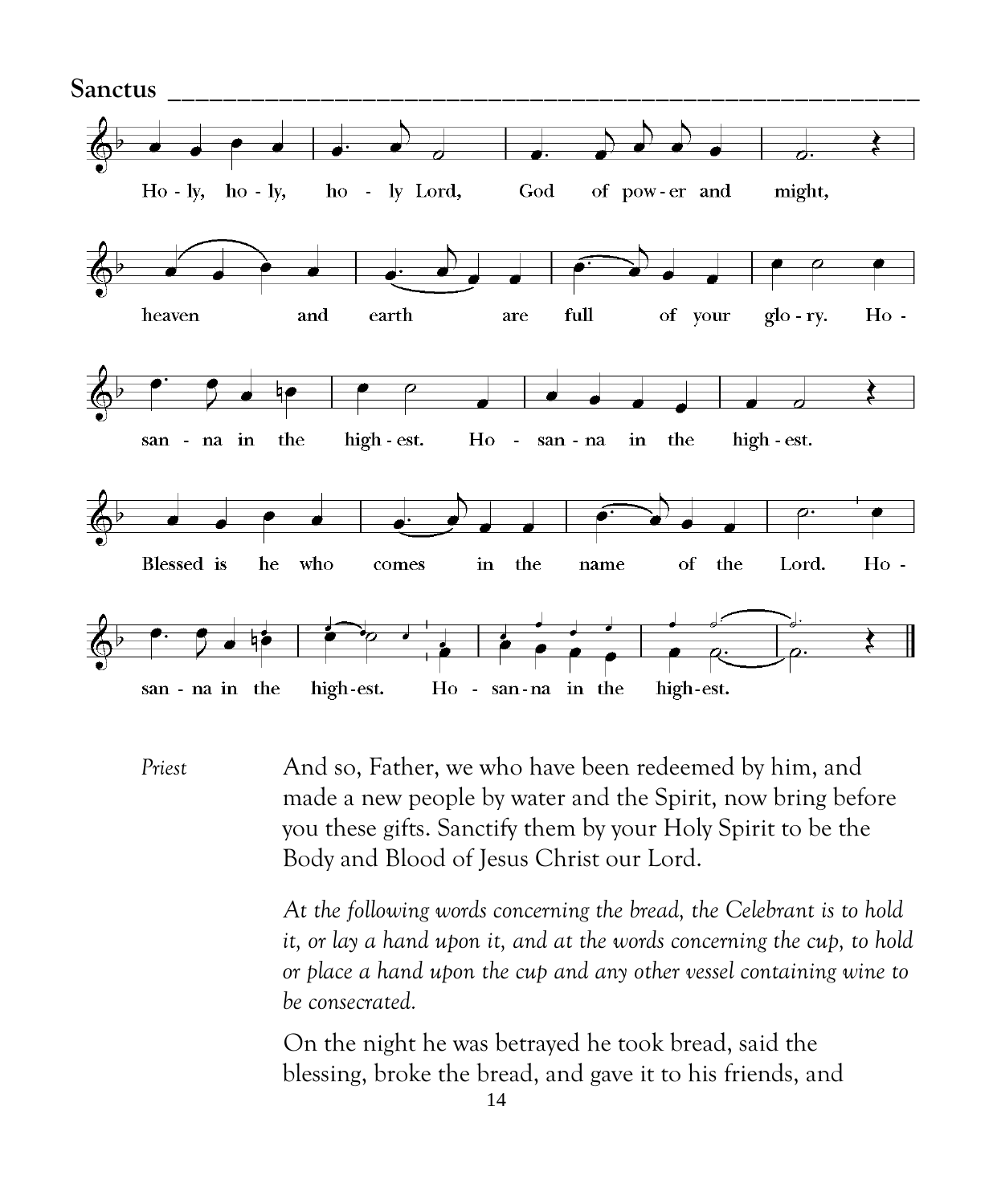## Sanctus

Ho - ly, ho - ly, ho - ly Lord, God of pow - er and might,
heaven and earth are full of your glo - ry. Ho -
san - na in the high - est. Ho - san - na in the high - est.
Blessed is he who comes in the name of the Lord. Ho -
san - na in the high - est. Ho - san - na in the high - est.

*Priest* And so, Father, we who have been redeemed by him, and made a new people by water and the Spirit, now bring before you these gifts. Sanctify them by your Holy Spirit to be the Body and Blood of Jesus Christ our Lord.

*At the following words concerning the bread, the Celebrant is to hold it, or lay a hand upon it, and at the words concerning the cup, to hold or place a hand upon the cup and any other vessel containing wine to be consecrated.*

On the night he was betrayed he took bread, said the blessing, broke the bread, and gave it to his friends, and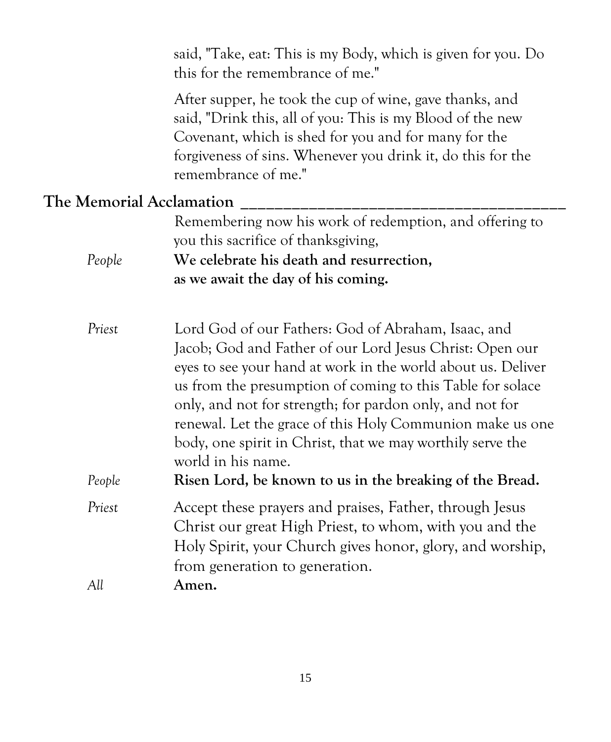said, "Take, eat: This is my Body, which is given for you. Do this for the remembrance of me."

After supper, he took the cup of wine, gave thanks, and said, "Drink this, all of you: This is my Blood of the new Covenant, which is shed for you and for many for the forgiveness of sins. Whenever you drink it, do this for the remembrance of me."

## The Memorial Acclamation

Remembering now his work of redemption, and offering to you this sacrifice of thanksgiving,

*People* **We celebrate his death and resurrection, as we await the day of his coming.**

*Priest* Lord God of our Fathers: God of Abraham, Isaac, and Jacob; God and Father of our Lord Jesus Christ: Open our eyes to see your hand at work in the world about us. Deliver us from the presumption of coming to this Table for solace only, and not for strength; for pardon only, and not for renewal. Let the grace of this Holy Communion make us one body, one spirit in Christ, that we may worthily serve the world in his name.

*People* **Risen Lord, be known to us in the breaking of the Bread.**

*Priest* Accept these prayers and praises, Father, through Jesus Christ our great High Priest, to whom, with you and the Holy Spirit, your Church gives honor, glory, and worship, from generation to generation.

*All* **Amen.**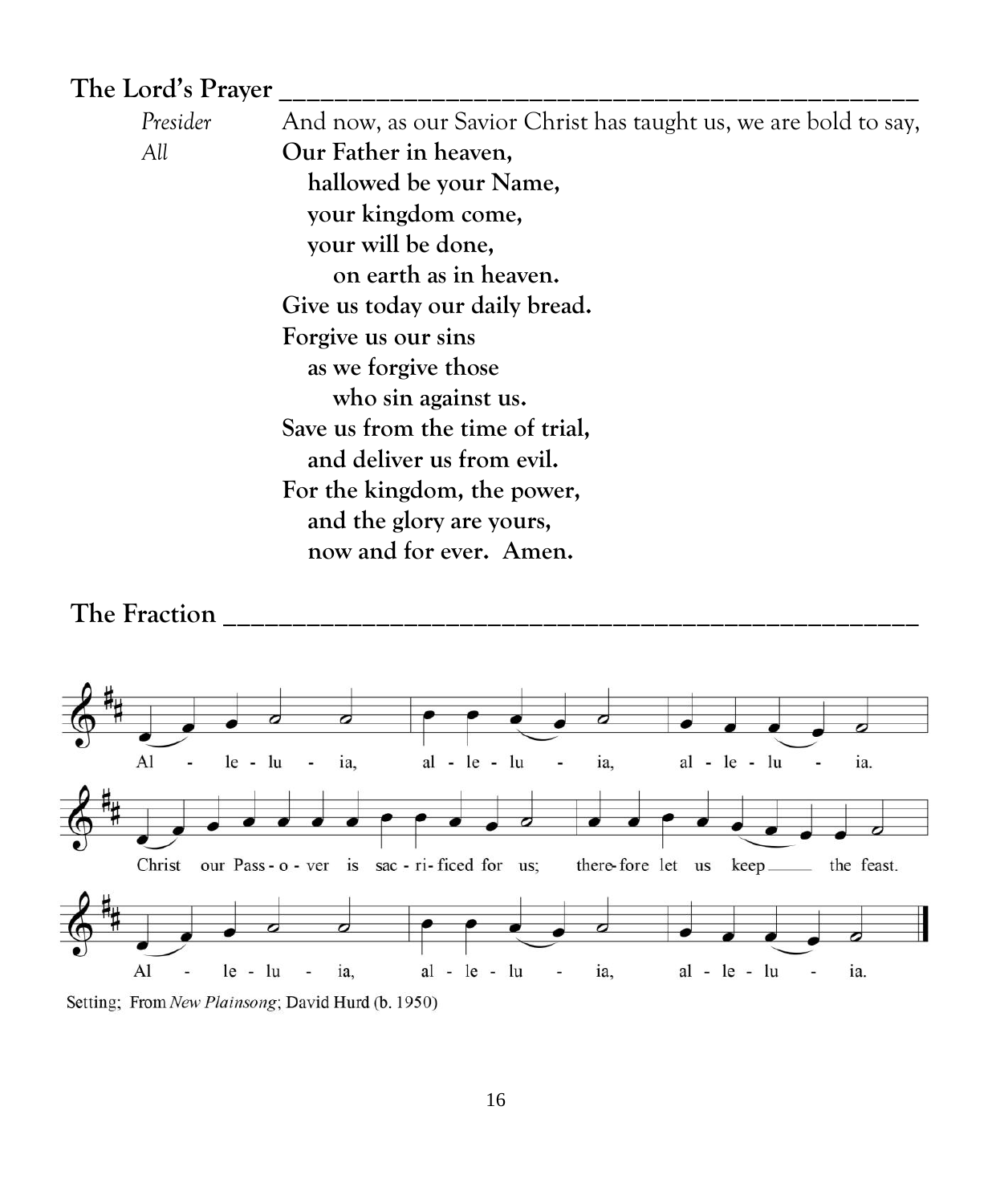## The Lord's Prayer

*Presider* And now, as our Savior Christ has taught us, we are bold to say,

*All* **Our Father in heaven,**
**hallowed be your Name,**
**your kingdom come,**
**your will be done,**
**on earth as in heaven.**
**Give us today our daily bread.**
**Forgive us our sins**
**as we forgive those**
**who sin against us.**
**Save us from the time of trial,**
**and deliver us from evil.**
**For the kingdom, the power,**
**and the glory are yours,**
**now and for ever. Amen.**

## The Fraction

Al - le - lu - ia, al - le - lu - ia, al - le - lu - ia.

Christ our Pass - o - ver is sac - ri - ficed for us; there-fore let us keep the feast.

Al - le - lu - ia, al - le - lu - ia, al - le - lu - ia.

Setting; From *New Plainsong*; David Hurd (b. 1950)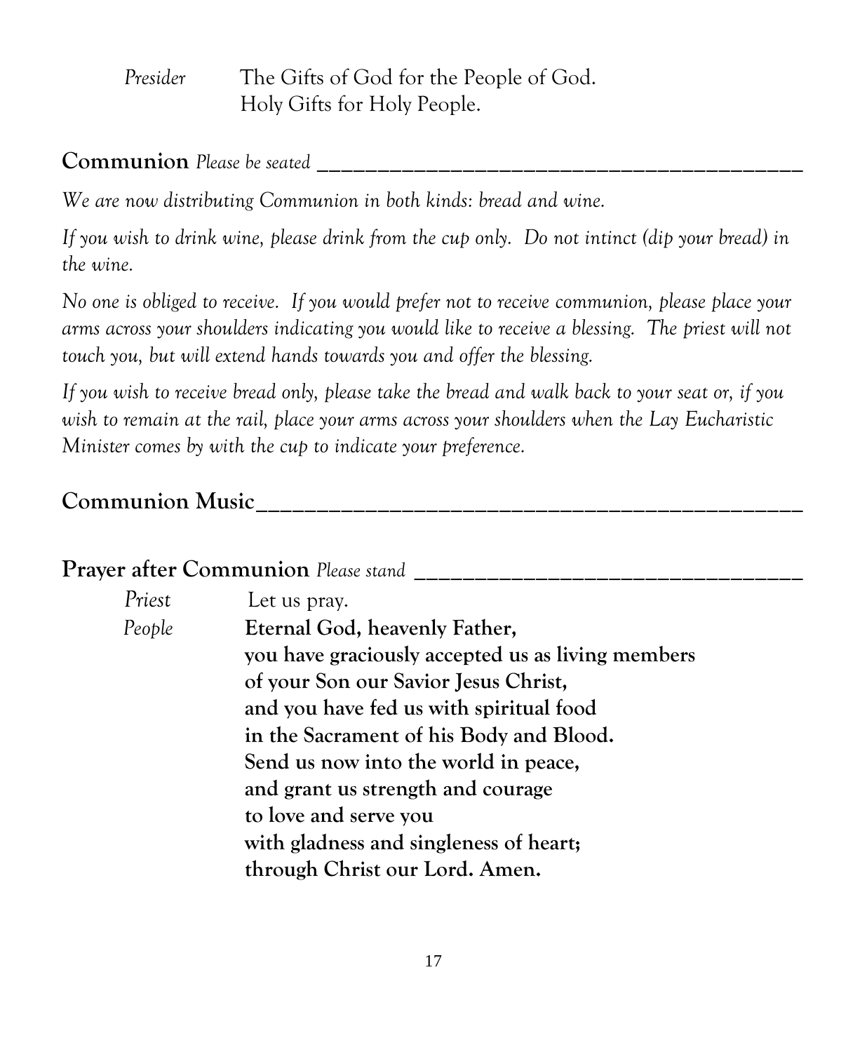*Presider* The Gifts of God for the People of God.
Holy Gifts for Holy People.

## **Communion** *Please be seated*

*We are now distributing Communion in both kinds: bread and wine.*

*If you wish to drink wine, please drink from the cup only. Do not intinct (dip your bread) in the wine.*

*No one is obliged to receive. If you would prefer not to receive communion, please place your arms across your shoulders indicating you would like to receive a blessing. The priest will not touch you, but will extend hands towards you and offer the blessing.*

*If you wish to receive bread only, please take the bread and walk back to your seat or, if you wish to remain at the rail, place your arms across your shoulders when the Lay Eucharistic Minister comes by with the cup to indicate your preference.*

## **Communion Music**

## **Prayer after Communion** *Please stand*

*Priest* Let us pray.

*People* **Eternal God, heavenly Father,**
**you have graciously accepted us as living members**
**of your Son our Savior Jesus Christ,**
**and you have fed us with spiritual food**
**in the Sacrament of his Body and Blood.**
**Send us now into the world in peace,**
**and grant us strength and courage**
**to love and serve you**
**with gladness and singleness of heart;**
**through Christ our Lord. Amen.**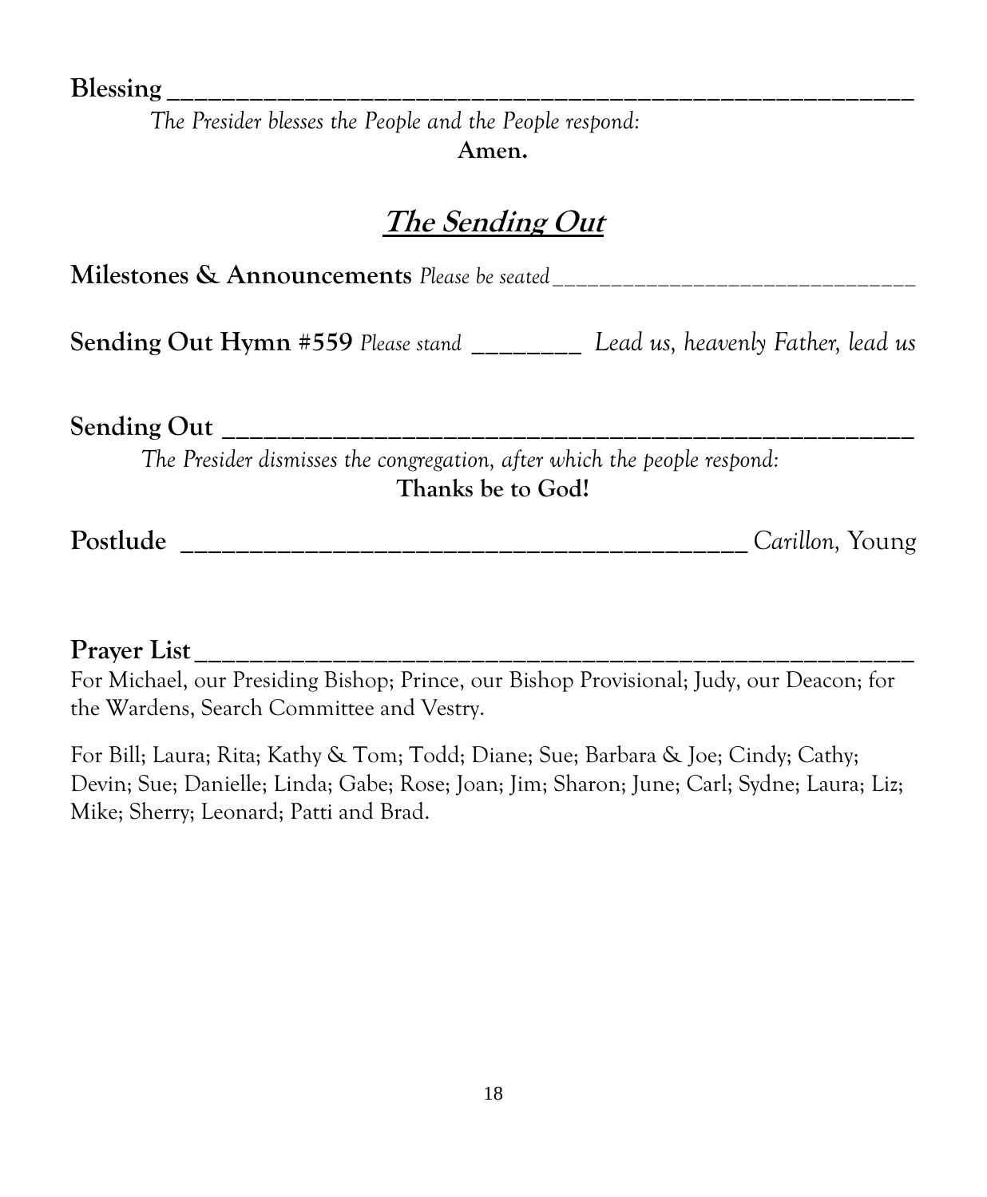**Blessing \_\_\_\_\_\_\_\_\_\_\_\_\_\_\_\_\_\_\_\_\_\_\_\_\_\_\_\_\_\_\_\_\_\_\_\_\_\_\_\_\_\_\_\_\_\_\_\_\_\_\_\_\_\_\_\_**

*The Presider blesses the People and the People respond:*

**Amen.**

## The Sending Out

**Milestones & Announcements** *Please be seated*\_\_\_\_\_\_\_\_\_\_\_\_\_\_\_\_\_\_\_\_\_\_\_\_\_\_\_\_\_\_\_\_

**Sending Out Hymn #559** *Please stand* \_\_\_\_\_\_\_\_\_ *Lead us, heavenly Father, lead us*

**Sending Out \_\_\_\_\_\_\_\_\_\_\_\_\_\_\_\_\_\_\_\_\_\_\_\_\_\_\_\_\_\_\_\_\_\_\_\_\_\_\_\_\_\_\_\_\_\_\_\_\_\_\_\_\_\_\_\_**

*The Presider dismisses the congregation, after which the people respond:*

**Thanks be to God!**

**Postlude \_\_\_\_\_\_\_\_\_\_\_\_\_\_\_\_\_\_\_\_\_\_\_\_\_\_\_\_\_\_\_\_\_\_\_\_\_\_\_\_\_\_\_\_\_** *Carillon*, Young

**Prayer List \_\_\_\_\_\_\_\_\_\_\_\_\_\_\_\_\_\_\_\_\_\_\_\_\_\_\_\_\_\_\_\_\_\_\_\_\_\_\_\_\_\_\_\_\_\_\_\_\_\_\_\_\_\_\_\_**

For Michael, our Presiding Bishop; Prince, our Bishop Provisional; Judy, our Deacon; for the Wardens, Search Committee and Vestry.

For Bill; Laura; Rita; Kathy & Tom; Todd; Diane; Sue; Barbara & Joe; Cindy; Cathy; Devin; Sue; Danielle; Linda; Gabe; Rose; Joan; Jim; Sharon; June; Carl; Sydne; Laura; Liz; Mike; Sherry; Leonard; Patti and Brad.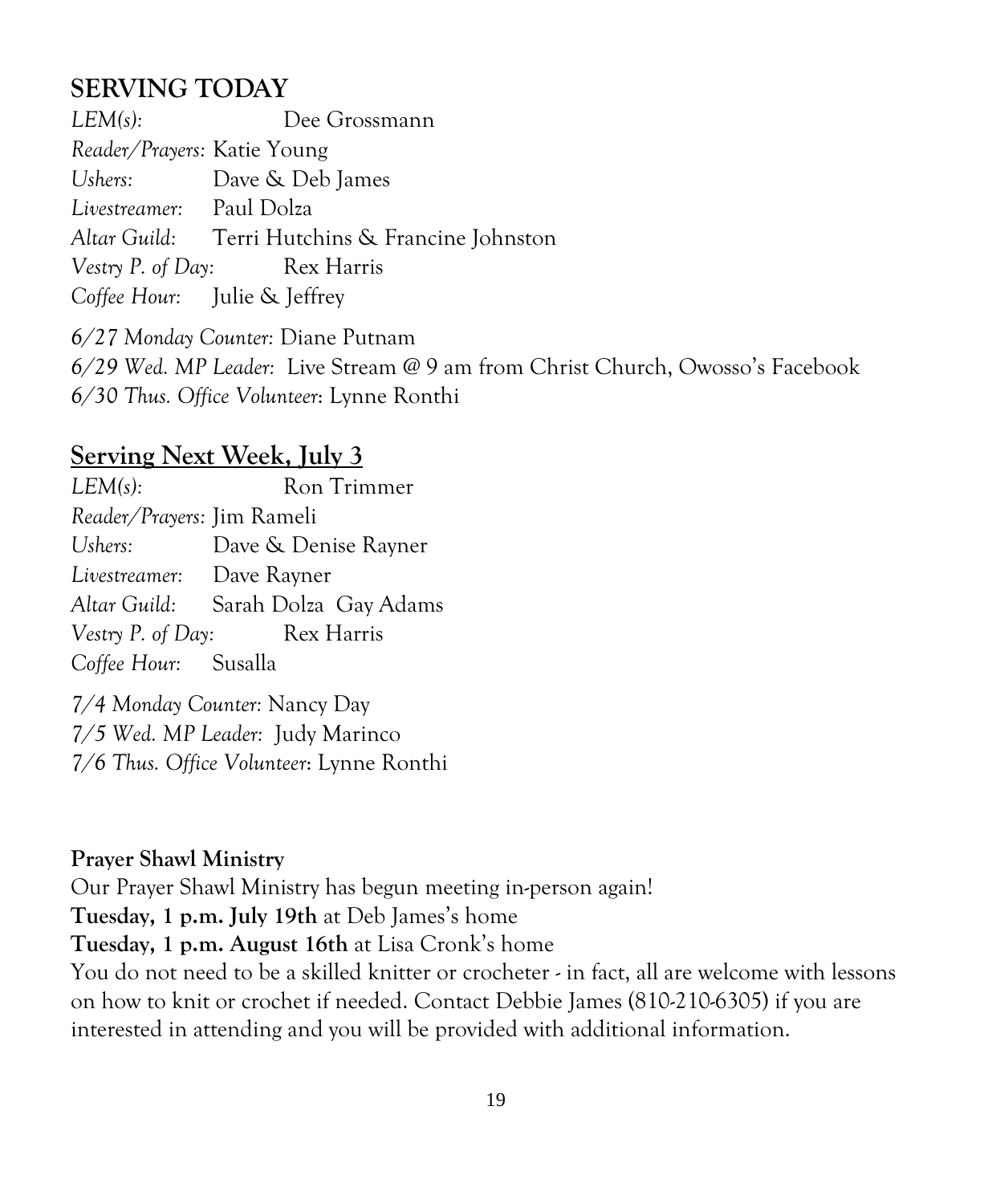## SERVING TODAY

*LEM(s):* Dee Grossmann
*Reader/Prayers:* Katie Young
*Ushers:* Dave & Deb James
*Livestreamer:* Paul Dolza
*Altar Guild:* Terri Hutchins & Francine Johnston
*Vestry P. of Day:* Rex Harris
*Coffee Hour:* Julie & Jeffrey

*6/27 Monday Counter:* Diane Putnam
*6/29 Wed. MP Leader:* Live Stream @ 9 am from Christ Church, Owosso's Facebook
*6/30 Thus. Office Volunteer*: Lynne Ronthi

## Serving Next Week, July 3

*LEM(s):* Ron Trimmer
*Reader/Prayers:* Jim Rameli
*Ushers:* Dave & Denise Rayner
*Livestreamer:* Dave Rayner
*Altar Guild:* Sarah Dolza Gay Adams
*Vestry P. of Day:* Rex Harris
*Coffee Hour:* Susalla

*7/4 Monday Counter:* Nancy Day
*7/5 Wed. MP Leader:* Judy Marinco
*7/6 Thus. Office Volunteer*: Lynne Ronthi

**Prayer Shawl Ministry**

Our Prayer Shawl Ministry has begun meeting in-person again!
**Tuesday, 1 p.m. July 19th** at Deb James's home
**Tuesday, 1 p.m. August 16th** at Lisa Cronk's home
You do not need to be a skilled knitter or crocheter - in fact, all are welcome with lessons on how to knit or crochet if needed. Contact Debbie James (810-210-6305) if you are interested in attending and you will be provided with additional information.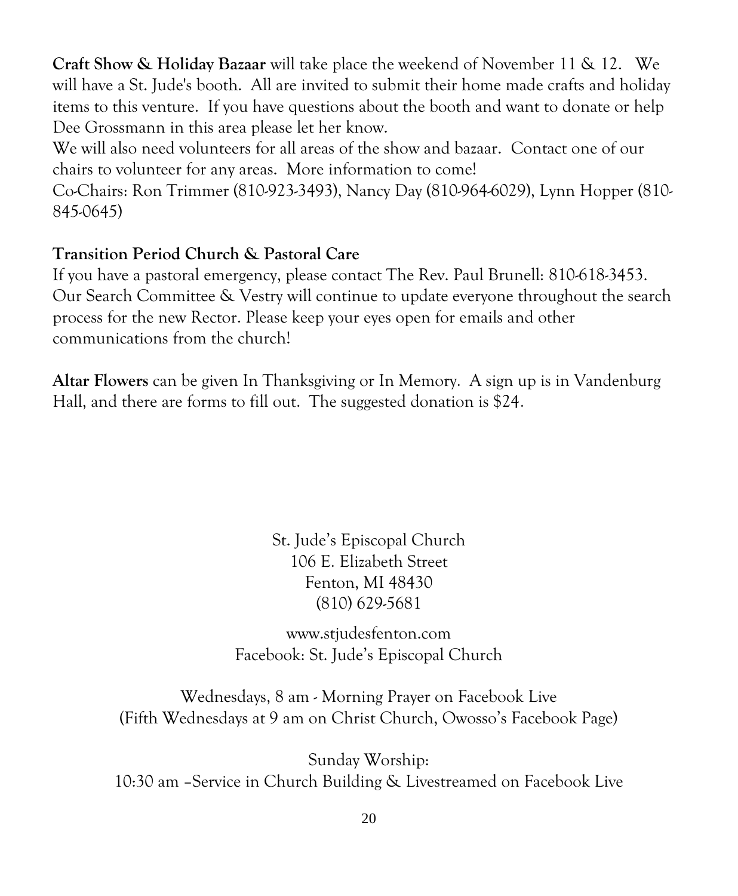**Craft Show & Holiday Bazaar** will take place the weekend of November 11 & 12. We will have a St. Jude's booth. All are invited to submit their home made crafts and holiday items to this venture. If you have questions about the booth and want to donate or help Dee Grossmann in this area please let her know.
We will also need volunteers for all areas of the show and bazaar. Contact one of our chairs to volunteer for any areas. More information to come!
Co-Chairs: Ron Trimmer (810-923-3493), Nancy Day (810-964-6029), Lynn Hopper (810-845-0645)

**Transition Period Church & Pastoral Care**
If you have a pastoral emergency, please contact The Rev. Paul Brunell: 810-618-3453. Our Search Committee & Vestry will continue to update everyone throughout the search process for the new Rector. Please keep your eyes open for emails and other communications from the church!

**Altar Flowers** can be given In Thanksgiving or In Memory. A sign up is in Vandenburg Hall, and there are forms to fill out. The suggested donation is $24.

St. Jude's Episcopal Church
106 E. Elizabeth Street
Fenton, MI 48430
(810) 629-5681

www.stjudesfenton.com
Facebook: St. Jude's Episcopal Church

Wednesdays, 8 am - Morning Prayer on Facebook Live
(Fifth Wednesdays at 9 am on Christ Church, Owosso's Facebook Page)

Sunday Worship:
10:30 am –Service in Church Building & Livestreamed on Facebook Live